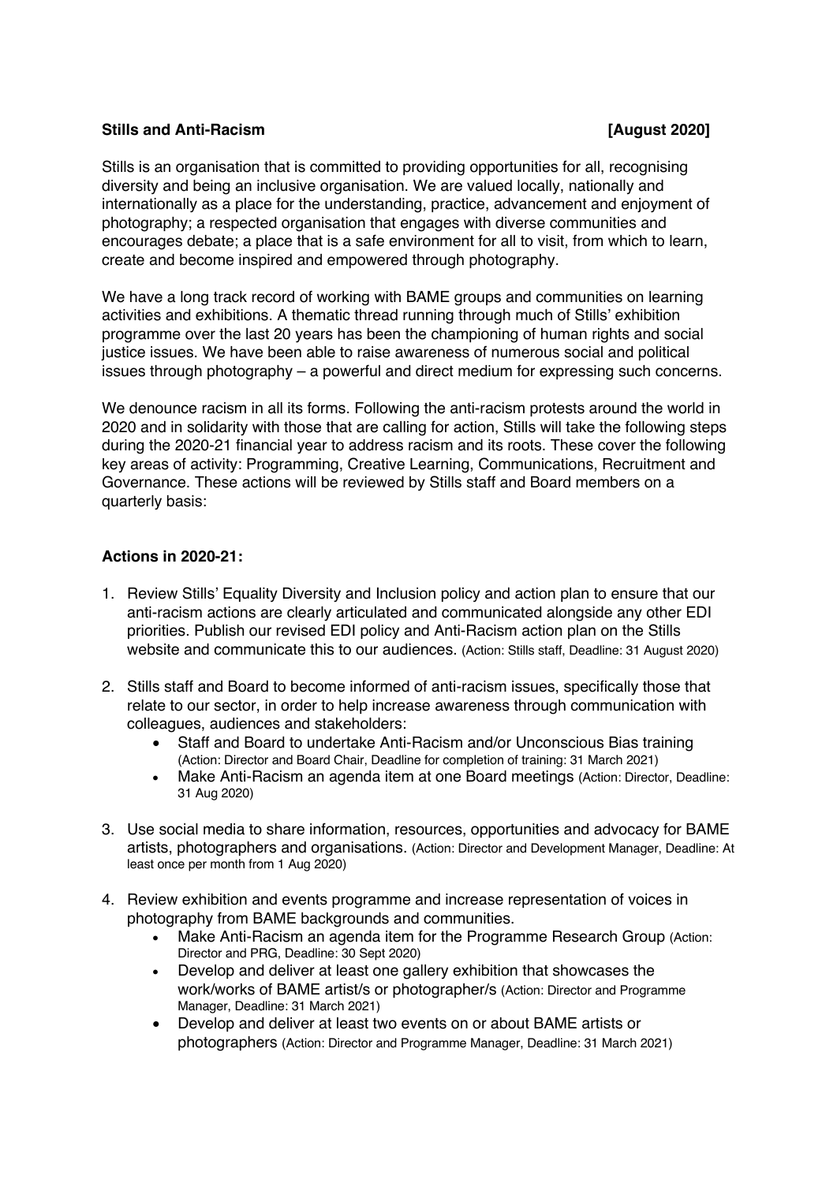**Stills and Anti-Racism** **[August 2020]**

Stills is an organisation that is committed to providing opportunities for all, recognising diversity and being an inclusive organisation. We are valued locally, nationally and internationally as a place for the understanding, practice, advancement and enjoyment of photography; a respected organisation that engages with diverse communities and encourages debate; a place that is a safe environment for all to visit, from which to learn, create and become inspired and empowered through photography.

We have a long track record of working with BAME groups and communities on learning activities and exhibitions. A thematic thread running through much of Stills' exhibition programme over the last 20 years has been the championing of human rights and social justice issues. We have been able to raise awareness of numerous social and political issues through photography – a powerful and direct medium for expressing such concerns.

We denounce racism in all its forms. Following the anti-racism protests around the world in 2020 and in solidarity with those that are calling for action, Stills will take the following steps during the 2020-21 financial year to address racism and its roots. These cover the following key areas of activity: Programming, Creative Learning, Communications, Recruitment and Governance. These actions will be reviewed by Stills staff and Board members on a quarterly basis:

**Actions in 2020-21:**

1. Review Stills' Equality Diversity and Inclusion policy and action plan to ensure that our anti-racism actions are clearly articulated and communicated alongside any other EDI priorities. Publish our revised EDI policy and Anti-Racism action plan on the Stills website and communicate this to our audiences. (Action: Stills staff, Deadline: 31 August 2020)
2. Stills staff and Board to become informed of anti-racism issues, specifically those that relate to our sector, in order to help increase awareness through communication with colleagues, audiences and stakeholders:
   - Staff and Board to undertake Anti-Racism and/or Unconscious Bias training (Action: Director and Board Chair, Deadline for completion of training: 31 March 2021)
   - Make Anti-Racism an agenda item at one Board meetings (Action: Director, Deadline: 31 Aug 2020)
3. Use social media to share information, resources, opportunities and advocacy for BAME artists, photographers and organisations. (Action: Director and Development Manager, Deadline: At least once per month from 1 Aug 2020)
4. Review exhibition and events programme and increase representation of voices in photography from BAME backgrounds and communities.
   - Make Anti-Racism an agenda item for the Programme Research Group (Action: Director and PRG, Deadline: 30 Sept 2020)
   - Develop and deliver at least one gallery exhibition that showcases the work/works of BAME artist/s or photographer/s (Action: Director and Programme Manager, Deadline: 31 March 2021)
   - Develop and deliver at least two events on or about BAME artists or photographers (Action: Director and Programme Manager, Deadline: 31 March 2021)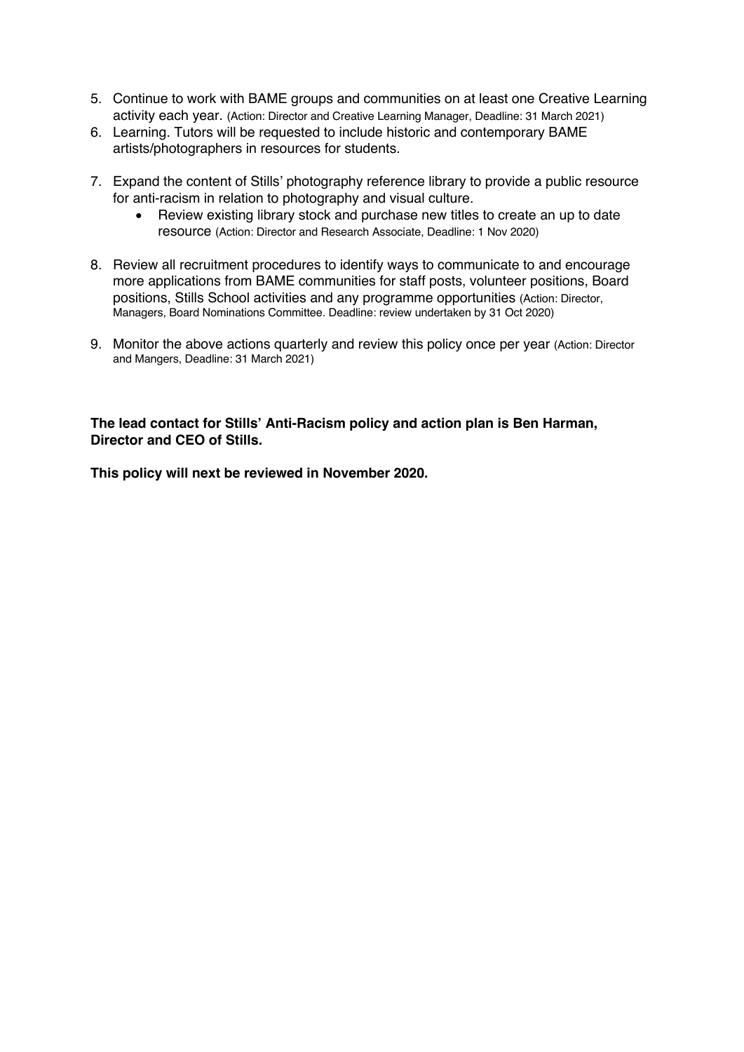5. Continue to work with BAME groups and communities on at least one Creative Learning activity each year. (Action: Director and Creative Learning Manager, Deadline: 31 March 2021)
6. Learning. Tutors will be requested to include historic and contemporary BAME artists/photographers in resources for students.
7. Expand the content of Stills' photography reference library to provide a public resource for anti-racism in relation to photography and visual culture.
   - Review existing library stock and purchase new titles to create an up to date resource (Action: Director and Research Associate, Deadline: 1 Nov 2020)
8. Review all recruitment procedures to identify ways to communicate to and encourage more applications from BAME communities for staff posts, volunteer positions, Board positions, Stills School activities and any programme opportunities (Action: Director, Managers, Board Nominations Committee. Deadline: review undertaken by 31 Oct 2020)
9. Monitor the above actions quarterly and review this policy once per year (Action: Director and Mangers, Deadline: 31 March 2021)

**The lead contact for Stills' Anti-Racism policy and action plan is Ben Harman, Director and CEO of Stills.**

**This policy will next be reviewed in November 2020.**